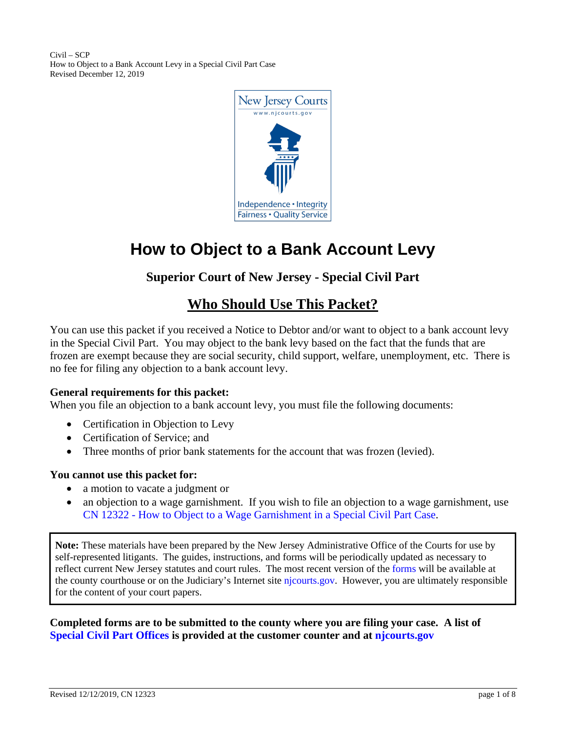Civil – SCP
How to Object to a Bank Account Levy in a Special Civil Part Case
Revised December 12, 2019

# How to Object to a Bank Account Levy

### Superior Court of New Jersey - Special Civil Part

## Who Should Use This Packet?

You can use this packet if you received a Notice to Debtor and/or want to object to a bank account levy in the Special Civil Part. You may object to the bank levy based on the fact that the funds that are frozen are exempt because they are social security, child support, welfare, unemployment, etc. There is no fee for filing any objection to a bank account levy.

**General requirements for this packet:**
When you file an objection to a bank account levy, you must file the following documents:

- Certification in Objection to Levy
- Certification of Service; and
- Three months of prior bank statements for the account that was frozen (levied).

**You cannot use this packet for:**

- a motion to vacate a judgment or
- an objection to a wage garnishment. If you wish to file an objection to a wage garnishment, use CN 12322 - How to Object to a Wage Garnishment in a Special Civil Part Case.

> **Note:** These materials have been prepared by the New Jersey Administrative Office of the Courts for use by self-represented litigants. The guides, instructions, and forms will be periodically updated as necessary to reflect current New Jersey statutes and court rules. The most recent version of the forms will be available at the county courthouse or on the Judiciary's Internet site njcourts.gov. However, you are ultimately responsible for the content of your court papers.

**Completed forms are to be submitted to the county where you are filing your case. A list of Special Civil Part Offices is provided at the customer counter and at njcourts.gov**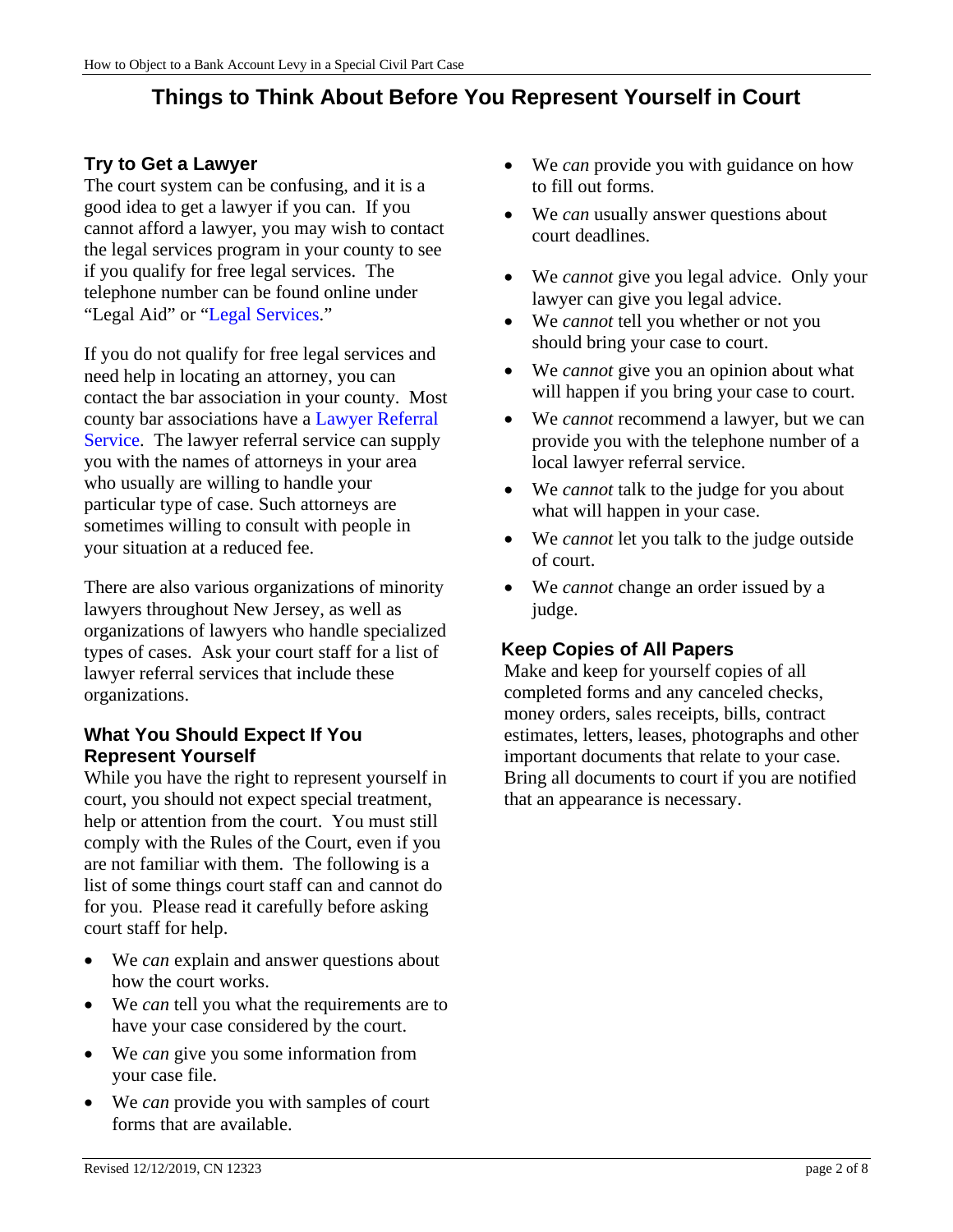# Things to Think About Before You Represent Yourself in Court

## Try to Get a Lawyer

The court system can be confusing, and it is a good idea to get a lawyer if you can. If you cannot afford a lawyer, you may wish to contact the legal services program in your county to see if you qualify for free legal services. The telephone number can be found online under "Legal Aid" or "Legal Services."

If you do not qualify for free legal services and need help in locating an attorney, you can contact the bar association in your county. Most county bar associations have a Lawyer Referral Service. The lawyer referral service can supply you with the names of attorneys in your area who usually are willing to handle your particular type of case. Such attorneys are sometimes willing to consult with people in your situation at a reduced fee.

There are also various organizations of minority lawyers throughout New Jersey, as well as organizations of lawyers who handle specialized types of cases. Ask your court staff for a list of lawyer referral services that include these organizations.

## What You Should Expect If You Represent Yourself

While you have the right to represent yourself in court, you should not expect special treatment, help or attention from the court. You must still comply with the Rules of the Court, even if you are not familiar with them. The following is a list of some things court staff can and cannot do for you. Please read it carefully before asking court staff for help.

- We *can* explain and answer questions about how the court works.
- We *can* tell you what the requirements are to have your case considered by the court.
- We *can* give you some information from your case file.
- We *can* provide you with samples of court forms that are available.
- We *can* provide you with guidance on how to fill out forms.
- We *can* usually answer questions about court deadlines.
- We *cannot* give you legal advice. Only your lawyer can give you legal advice.
- We *cannot* tell you whether or not you should bring your case to court.
- We *cannot* give you an opinion about what will happen if you bring your case to court.
- We *cannot* recommend a lawyer, but we can provide you with the telephone number of a local lawyer referral service.
- We *cannot* talk to the judge for you about what will happen in your case.
- We *cannot* let you talk to the judge outside of court.
- We *cannot* change an order issued by a judge.

## Keep Copies of All Papers

Make and keep for yourself copies of all completed forms and any canceled checks, money orders, sales receipts, bills, contract estimates, letters, leases, photographs and other important documents that relate to your case. Bring all documents to court if you are notified that an appearance is necessary.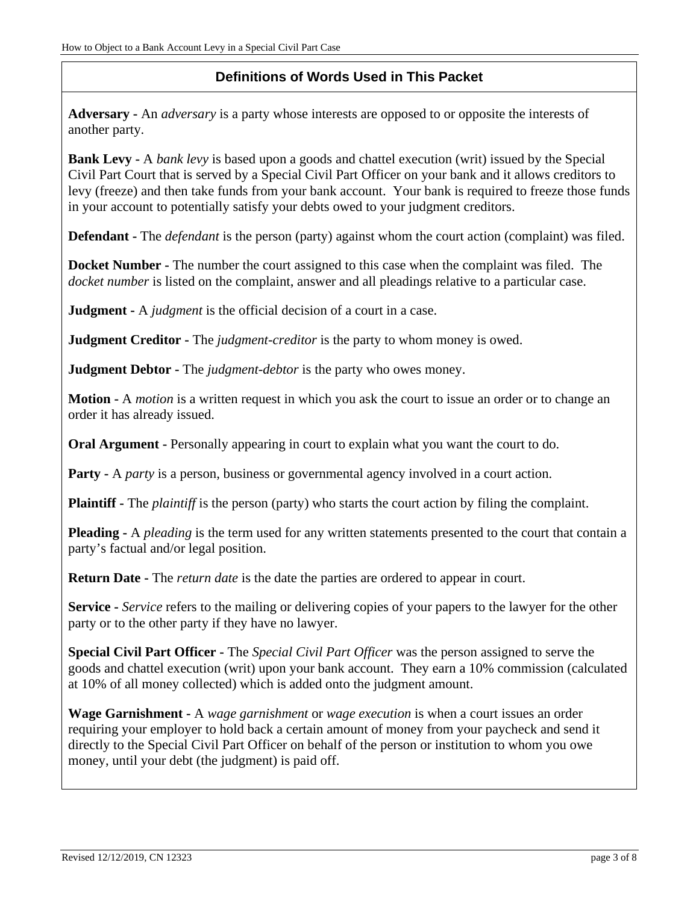## Definitions of Words Used in This Packet

**Adversary -** An *adversary* is a party whose interests are opposed to or opposite the interests of another party.

**Bank Levy -** A *bank levy* is based upon a goods and chattel execution (writ) issued by the Special Civil Part Court that is served by a Special Civil Part Officer on your bank and it allows creditors to levy (freeze) and then take funds from your bank account. Your bank is required to freeze those funds in your account to potentially satisfy your debts owed to your judgment creditors.

**Defendant -** The *defendant* is the person (party) against whom the court action (complaint) was filed.

**Docket Number -** The number the court assigned to this case when the complaint was filed. The *docket number* is listed on the complaint, answer and all pleadings relative to a particular case.

**Judgment -** A *judgment* is the official decision of a court in a case.

**Judgment Creditor -** The *judgment-creditor* is the party to whom money is owed.

**Judgment Debtor -** The *judgment-debtor* is the party who owes money.

**Motion -** A *motion* is a written request in which you ask the court to issue an order or to change an order it has already issued.

**Oral Argument -** Personally appearing in court to explain what you want the court to do.

**Party -** A *party* is a person, business or governmental agency involved in a court action.

**Plaintiff -** The *plaintiff* is the person (party) who starts the court action by filing the complaint.

**Pleading -** A *pleading* is the term used for any written statements presented to the court that contain a party's factual and/or legal position.

**Return Date -** The *return date* is the date the parties are ordered to appear in court.

**Service -** *Service* refers to the mailing or delivering copies of your papers to the lawyer for the other party or to the other party if they have no lawyer.

**Special Civil Part Officer -** The *Special Civil Part Officer* was the person assigned to serve the goods and chattel execution (writ) upon your bank account. They earn a 10% commission (calculated at 10% of all money collected) which is added onto the judgment amount.

**Wage Garnishment -** A *wage garnishment* or *wage execution* is when a court issues an order requiring your employer to hold back a certain amount of money from your paycheck and send it directly to the Special Civil Part Officer on behalf of the person or institution to whom you owe money, until your debt (the judgment) is paid off.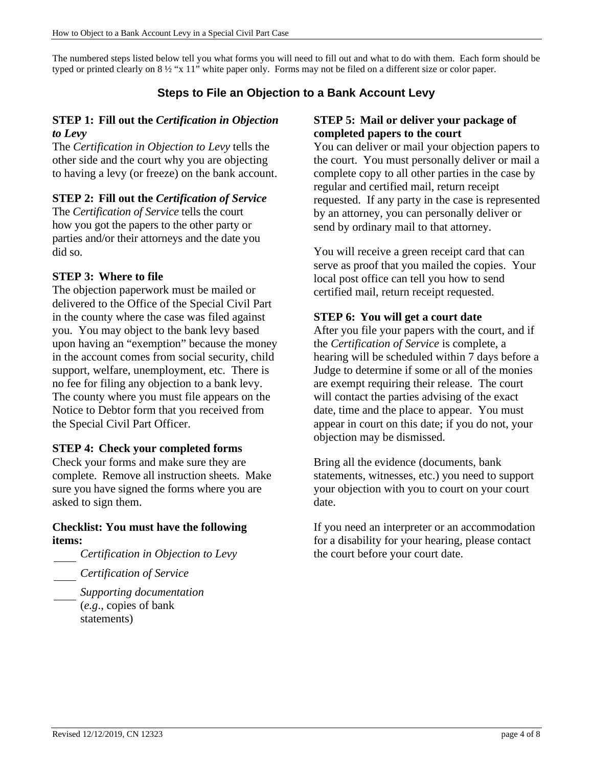The numbered steps listed below tell you what forms you will need to fill out and what to do with them. Each form should be typed or printed clearly on 8 ½ "x 11" white paper only. Forms may not be filed on a different size or color paper.

## Steps to File an Objection to a Bank Account Levy

### STEP 1: Fill out the *Certification in Objection to Levy*

The *Certification in Objection to Levy* tells the other side and the court why you are objecting to having a levy (or freeze) on the bank account.

### STEP 2: Fill out the *Certification of Service*

The *Certification of Service* tells the court how you got the papers to the other party or parties and/or their attorneys and the date you did so.

### STEP 3: Where to file

The objection paperwork must be mailed or delivered to the Office of the Special Civil Part in the county where the case was filed against you. You may object to the bank levy based upon having an "exemption" because the money in the account comes from social security, child support, welfare, unemployment, etc. There is no fee for filing any objection to a bank levy. The county where you must file appears on the Notice to Debtor form that you received from the Special Civil Part Officer.

### STEP 4: Check your completed forms

Check your forms and make sure they are complete. Remove all instruction sheets. Make sure you have signed the forms where you are asked to sign them.

**Checklist: You must have the following items:**

- ____ *Certification in Objection to Levy*
- ____ *Certification of Service*
- ____ *Supporting documentation* (*e.g*., copies of bank statements)

### STEP 5: Mail or deliver your package of completed papers to the court

You can deliver or mail your objection papers to the court. You must personally deliver or mail a complete copy to all other parties in the case by regular and certified mail, return receipt requested. If any party in the case is represented by an attorney, you can personally deliver or send by ordinary mail to that attorney.

You will receive a green receipt card that can serve as proof that you mailed the copies. Your local post office can tell you how to send certified mail, return receipt requested.

### STEP 6: You will get a court date

After you file your papers with the court, and if the *Certification of Service* is complete, a hearing will be scheduled within 7 days before a Judge to determine if some or all of the monies are exempt requiring their release. The court will contact the parties advising of the exact date, time and the place to appear. You must appear in court on this date; if you do not, your objection may be dismissed.

Bring all the evidence (documents, bank statements, witnesses, etc.) you need to support your objection with you to court on your court date.

If you need an interpreter or an accommodation for a disability for your hearing, please contact the court before your court date.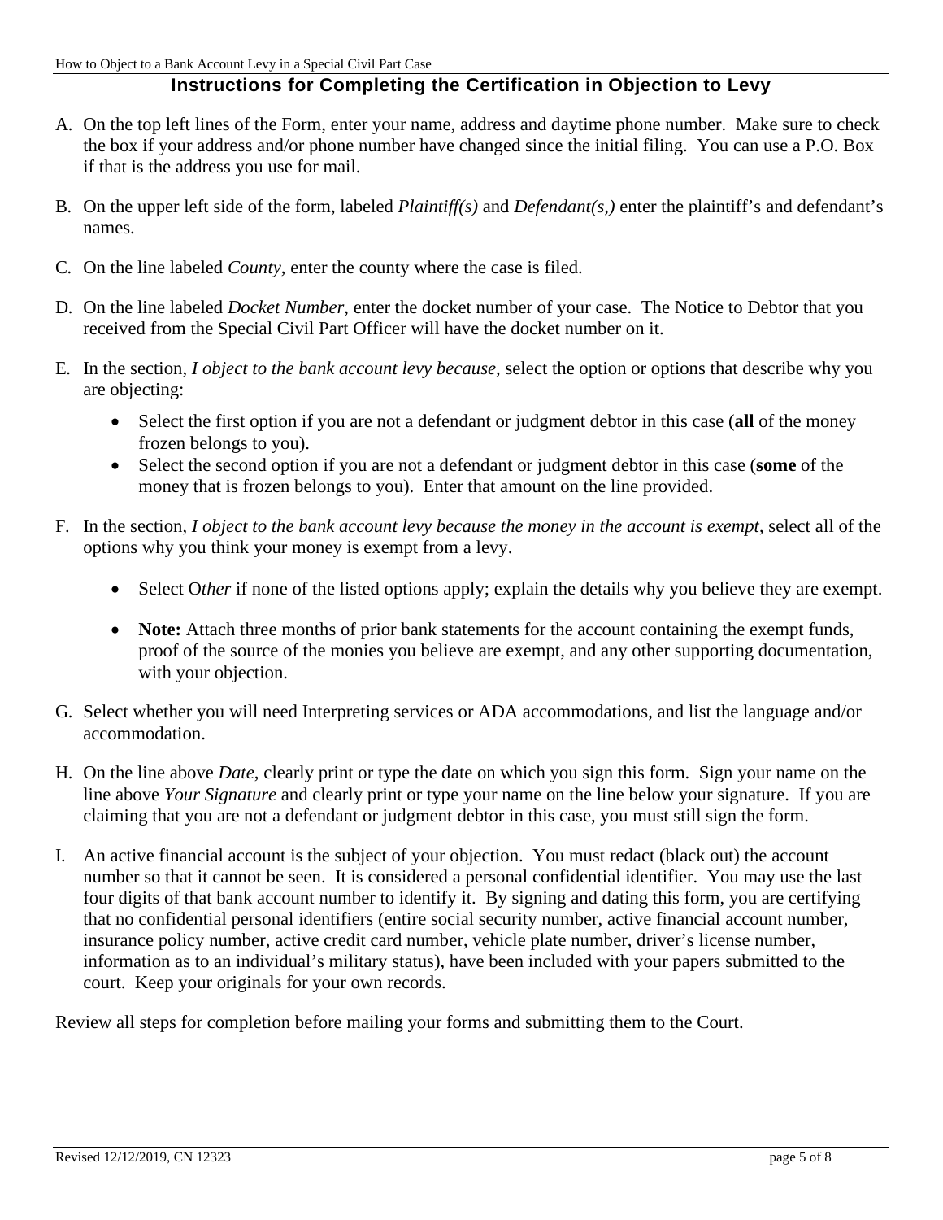## Instructions for Completing the Certification in Objection to Levy

A. On the top left lines of the Form, enter your name, address and daytime phone number. Make sure to check the box if your address and/or phone number have changed since the initial filing. You can use a P.O. Box if that is the address you use for mail.

B. On the upper left side of the form, labeled *Plaintiff(s)* and *Defendant(s,)* enter the plaintiff's and defendant's names.

C. On the line labeled *County*, enter the county where the case is filed.

D. On the line labeled *Docket Number*, enter the docket number of your case. The Notice to Debtor that you received from the Special Civil Part Officer will have the docket number on it.

E. In the section, *I object to the bank account levy because*, select the option or options that describe why you are objecting:

   - Select the first option if you are not a defendant or judgment debtor in this case (**all** of the money frozen belongs to you).
   - Select the second option if you are not a defendant or judgment debtor in this case (**some** of the money that is frozen belongs to you). Enter that amount on the line provided.

F. In the section, *I object to the bank account levy because the money in the account is exempt*, select all of the options why you think your money is exempt from a levy.

   - Select O*ther* if none of the listed options apply; explain the details why you believe they are exempt.
   - **Note:** Attach three months of prior bank statements for the account containing the exempt funds, proof of the source of the monies you believe are exempt, and any other supporting documentation, with your objection.

G. Select whether you will need Interpreting services or ADA accommodations, and list the language and/or accommodation.

H. On the line above *Date*, clearly print or type the date on which you sign this form. Sign your name on the line above *Your Signature* and clearly print or type your name on the line below your signature. If you are claiming that you are not a defendant or judgment debtor in this case, you must still sign the form.

I. An active financial account is the subject of your objection. You must redact (black out) the account number so that it cannot be seen. It is considered a personal confidential identifier. You may use the last four digits of that bank account number to identify it. By signing and dating this form, you are certifying that no confidential personal identifiers (entire social security number, active financial account number, insurance policy number, active credit card number, vehicle plate number, driver's license number, information as to an individual's military status), have been included with your papers submitted to the court. Keep your originals for your own records.

Review all steps for completion before mailing your forms and submitting them to the Court.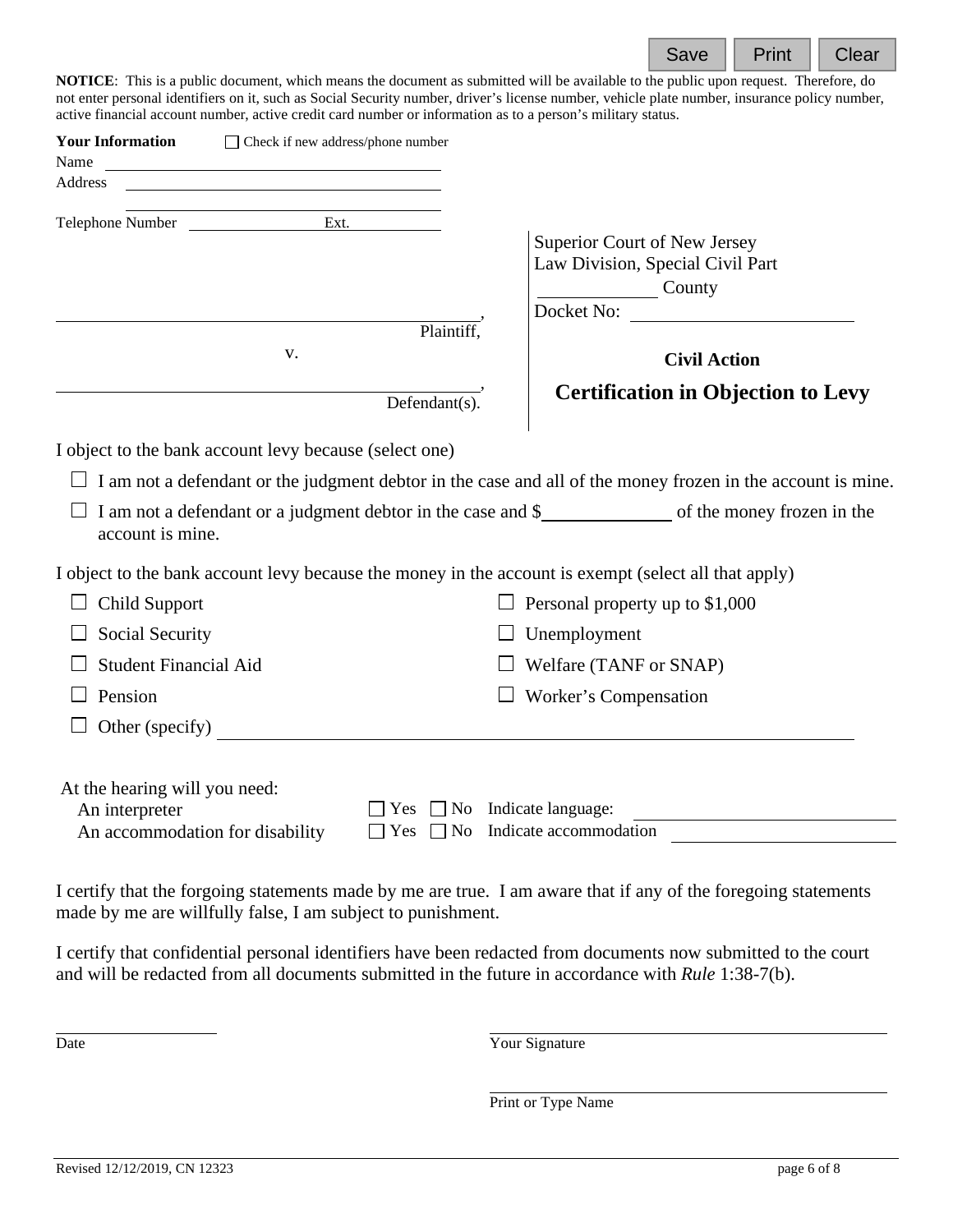**NOTICE**: This is a public document, which means the document as submitted will be available to the public upon request. Therefore, do not enter personal identifiers on it, such as Social Security number, driver's license number, vehicle plate number, insurance policy number, active financial account number, active credit card number or information as to a person's military status.

**Your Information** ☐ Check if new address/phone number

Name ______________________________

Address ______________________________

______________________________

Telephone Number ____________ Ext. ________

______________________________, Plaintiff,

v.

______________________________, Defendant(s).

Superior Court of New Jersey
Law Division, Special Civil Part
____________ County
Docket No: ____________________

**Civil Action**

## Certification in Objection to Levy

I object to the bank account levy because (select one)

☐ I am not a defendant or the judgment debtor in the case and all of the money frozen in the account is mine.

☐ I am not a defendant or a judgment debtor in the case and $____________ of the money frozen in the account is mine.

I object to the bank account levy because the money in the account is exempt (select all that apply)

☐ Child Support

☐ Social Security

☐ Student Financial Aid

☐ Pension

☐ Personal property up to $1,000

☐ Unemployment

☐ Welfare (TANF or SNAP)

☐ Worker's Compensation

☐ Other (specify) ______________________________

At the hearing will you need:

An interpreter ☐ Yes ☐ No Indicate language: ____________________

An accommodation for disability ☐ Yes ☐ No Indicate accommodation ____________________

I certify that the forgoing statements made by me are true. I am aware that if any of the foregoing statements made by me are willfully false, I am subject to punishment.

I certify that confidential personal identifiers have been redacted from documents now submitted to the court and will be redacted from all documents submitted in the future in accordance with *Rule* 1:38-7(b).

____________________
Date

______________________________
Your Signature

______________________________
Print or Type Name

Revised 12/12/2019, CN 12323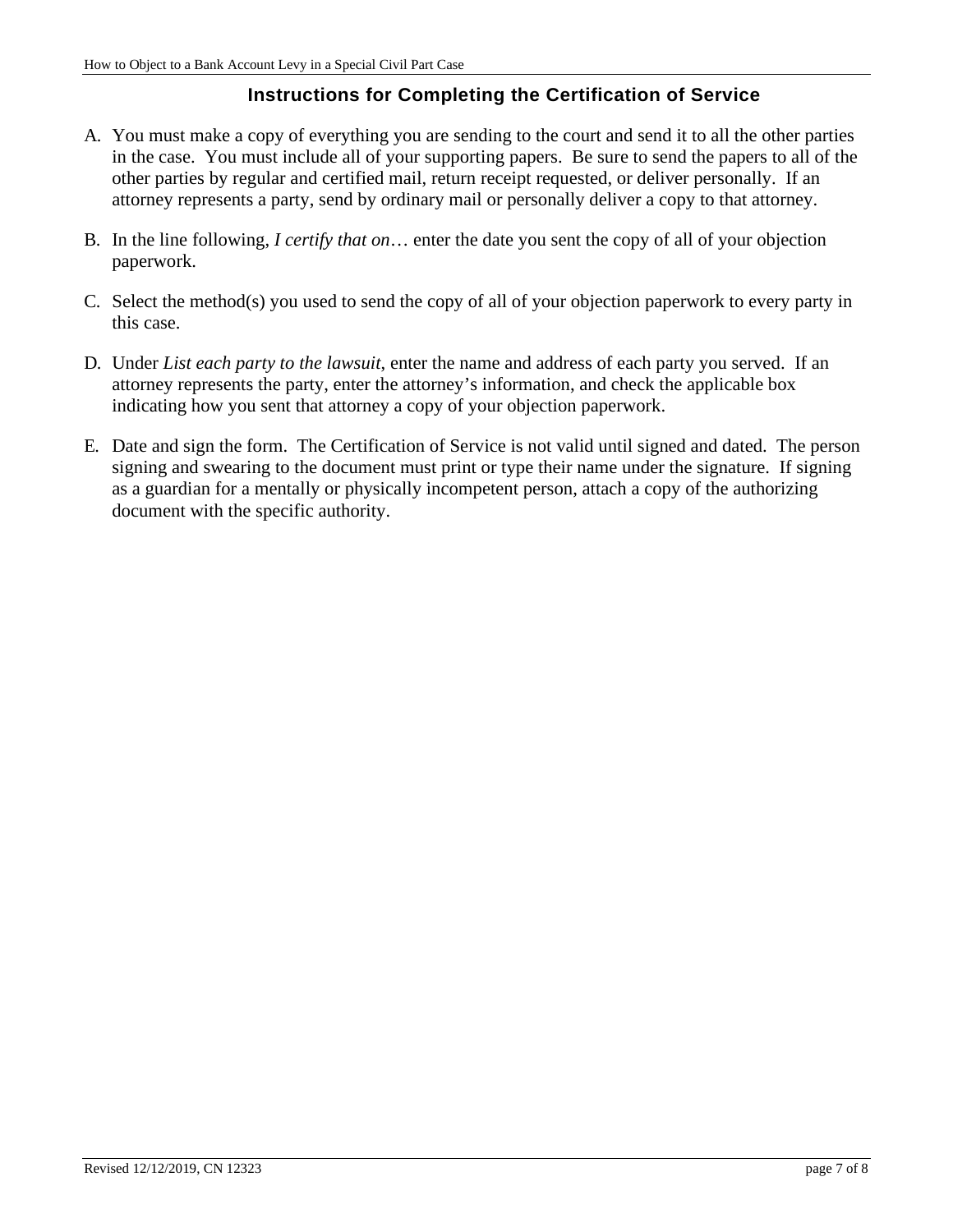## Instructions for Completing the Certification of Service

A. You must make a copy of everything you are sending to the court and send it to all the other parties in the case. You must include all of your supporting papers. Be sure to send the papers to all of the other parties by regular and certified mail, return receipt requested, or deliver personally. If an attorney represents a party, send by ordinary mail or personally deliver a copy to that attorney.

B. In the line following, *I certify that on*… enter the date you sent the copy of all of your objection paperwork.

C. Select the method(s) you used to send the copy of all of your objection paperwork to every party in this case.

D. Under *List each party to the lawsuit*, enter the name and address of each party you served. If an attorney represents the party, enter the attorney's information, and check the applicable box indicating how you sent that attorney a copy of your objection paperwork.

E. Date and sign the form. The Certification of Service is not valid until signed and dated. The person signing and swearing to the document must print or type their name under the signature. If signing as a guardian for a mentally or physically incompetent person, attach a copy of the authorizing document with the specific authority.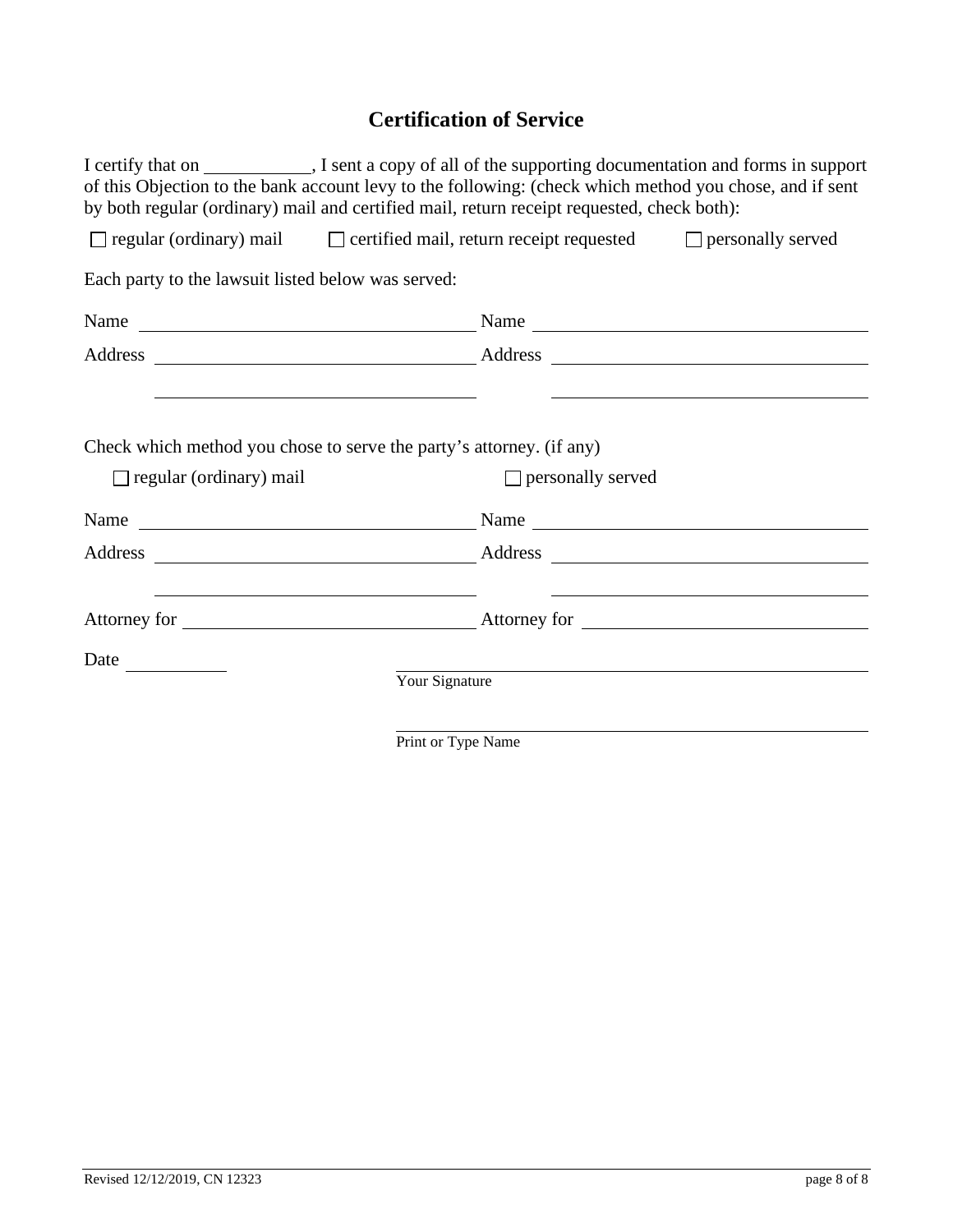## Certification of Service

I certify that on ____________, I sent a copy of all of the supporting documentation and forms in support of this Objection to the bank account levy to the following: (check which method you chose, and if sent by both regular (ordinary) mail and certified mail, return receipt requested, check both):

☐ regular (ordinary) mail ☐ certified mail, return receipt requested ☐ personally served

Each party to the lawsuit listed below was served:

Name ________________________________ Name ________________________________

Address ______________________________ Address ______________________________

______________________________ ______________________________

Check which method you chose to serve the party's attorney. (if any)

☐ regular (ordinary) mail ☐ personally served

Name ________________________________ Name ________________________________

Address ______________________________ Address ______________________________

______________________________ ______________________________

Attorney for ___________________________ Attorney for ___________________________

Date __________

________________________________________
Your Signature

________________________________________
Print or Type Name

Revised 12/12/2019, CN 12323